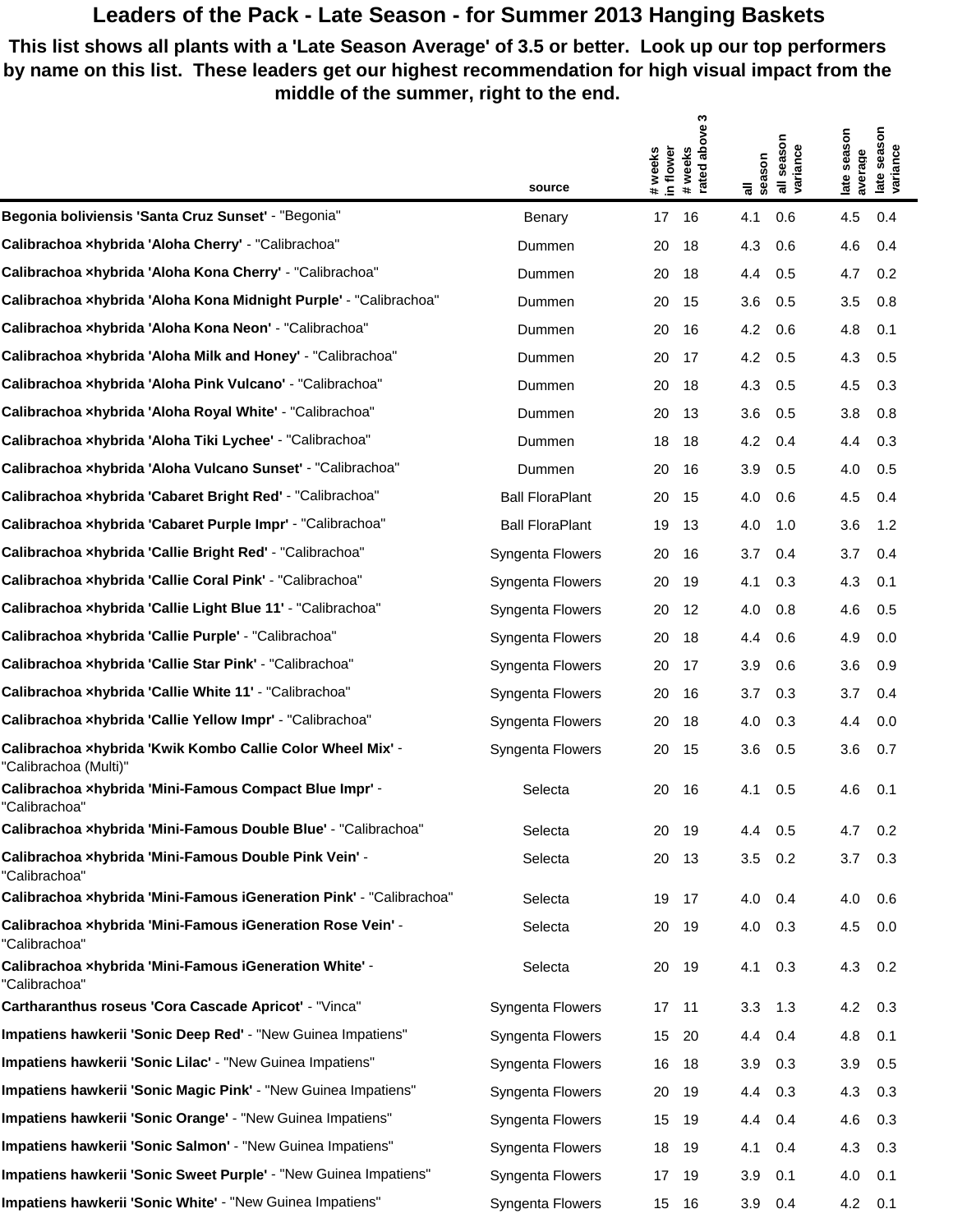# Leaders of the Pack - Late Season - for Summer 2013 Hanging Baskets

**This list shows all plants with a 'Late Season Average' of 3.5 or better. Look up our top performers by name on this list. These leaders get our highest recommendation for high visual impact from the middle of the summer, right to the end.**

| | source | # weeks in flower | # weeks rated above 3 | all season | all season variance | late season average | late season variance |
|---|---|---|---|---|---|---|---|
| **Begonia boliviensis 'Santa Cruz Sunset'** - "Begonia" | Benary | 17 | 16 | 4.1 | 0.6 | 4.5 | 0.4 |
| **Calibrachoa ×hybrida 'Aloha Cherry'** - "Calibrachoa" | Dummen | 20 | 18 | 4.3 | 0.6 | 4.6 | 0.4 |
| **Calibrachoa ×hybrida 'Aloha Kona Cherry'** - "Calibrachoa" | Dummen | 20 | 18 | 4.4 | 0.5 | 4.7 | 0.2 |
| **Calibrachoa ×hybrida 'Aloha Kona Midnight Purple'** - "Calibrachoa" | Dummen | 20 | 15 | 3.6 | 0.5 | 3.5 | 0.8 |
| **Calibrachoa ×hybrida 'Aloha Kona Neon'** - "Calibrachoa" | Dummen | 20 | 16 | 4.2 | 0.6 | 4.8 | 0.1 |
| **Calibrachoa ×hybrida 'Aloha Milk and Honey'** - "Calibrachoa" | Dummen | 20 | 17 | 4.2 | 0.5 | 4.3 | 0.5 |
| **Calibrachoa ×hybrida 'Aloha Pink Vulcano'** - "Calibrachoa" | Dummen | 20 | 18 | 4.3 | 0.5 | 4.5 | 0.3 |
| **Calibrachoa ×hybrida 'Aloha Royal White'** - "Calibrachoa" | Dummen | 20 | 13 | 3.6 | 0.5 | 3.8 | 0.8 |
| **Calibrachoa ×hybrida 'Aloha Tiki Lychee'** - "Calibrachoa" | Dummen | 18 | 18 | 4.2 | 0.4 | 4.4 | 0.3 |
| **Calibrachoa ×hybrida 'Aloha Vulcano Sunset'** - "Calibrachoa" | Dummen | 20 | 16 | 3.9 | 0.5 | 4.0 | 0.5 |
| **Calibrachoa ×hybrida 'Cabaret Bright Red'** - "Calibrachoa" | Ball FloraPlant | 20 | 15 | 4.0 | 0.6 | 4.5 | 0.4 |
| **Calibrachoa ×hybrida 'Cabaret Purple Impr'** - "Calibrachoa" | Ball FloraPlant | 19 | 13 | 4.0 | 1.0 | 3.6 | 1.2 |
| **Calibrachoa ×hybrida 'Callie Bright Red'** - "Calibrachoa" | Syngenta Flowers | 20 | 16 | 3.7 | 0.4 | 3.7 | 0.4 |
| **Calibrachoa ×hybrida 'Callie Coral Pink'** - "Calibrachoa" | Syngenta Flowers | 20 | 19 | 4.1 | 0.3 | 4.3 | 0.1 |
| **Calibrachoa ×hybrida 'Callie Light Blue 11'** - "Calibrachoa" | Syngenta Flowers | 20 | 12 | 4.0 | 0.8 | 4.6 | 0.5 |
| **Calibrachoa ×hybrida 'Callie Purple'** - "Calibrachoa" | Syngenta Flowers | 20 | 18 | 4.4 | 0.6 | 4.9 | 0.0 |
| **Calibrachoa ×hybrida 'Callie Star Pink'** - "Calibrachoa" | Syngenta Flowers | 20 | 17 | 3.9 | 0.6 | 3.6 | 0.9 |
| **Calibrachoa ×hybrida 'Callie White 11'** - "Calibrachoa" | Syngenta Flowers | 20 | 16 | 3.7 | 0.3 | 3.7 | 0.4 |
| **Calibrachoa ×hybrida 'Callie Yellow Impr'** - "Calibrachoa" | Syngenta Flowers | 20 | 18 | 4.0 | 0.3 | 4.4 | 0.0 |
| **Calibrachoa ×hybrida 'Kwik Kombo Callie Color Wheel Mix'** - "Calibrachoa (Multi)" | Syngenta Flowers | 20 | 15 | 3.6 | 0.5 | 3.6 | 0.7 |
| **Calibrachoa ×hybrida 'Mini-Famous Compact Blue Impr'** - "Calibrachoa" | Selecta | 20 | 16 | 4.1 | 0.5 | 4.6 | 0.1 |
| **Calibrachoa ×hybrida 'Mini-Famous Double Blue'** - "Calibrachoa" | Selecta | 20 | 19 | 4.4 | 0.5 | 4.7 | 0.2 |
| **Calibrachoa ×hybrida 'Mini-Famous Double Pink Vein'** - "Calibrachoa" | Selecta | 20 | 13 | 3.5 | 0.2 | 3.7 | 0.3 |
| **Calibrachoa ×hybrida 'Mini-Famous iGeneration Pink'** - "Calibrachoa" | Selecta | 19 | 17 | 4.0 | 0.4 | 4.0 | 0.6 |
| **Calibrachoa ×hybrida 'Mini-Famous iGeneration Rose Vein'** - "Calibrachoa" | Selecta | 20 | 19 | 4.0 | 0.3 | 4.5 | 0.0 |
| **Calibrachoa ×hybrida 'Mini-Famous iGeneration White'** - "Calibrachoa" | Selecta | 20 | 19 | 4.1 | 0.3 | 4.3 | 0.2 |
| **Cartharanthus roseus 'Cora Cascade Apricot'** - "Vinca" | Syngenta Flowers | 17 | 11 | 3.3 | 1.3 | 4.2 | 0.3 |
| **Impatiens hawkerii 'Sonic Deep Red'** - "New Guinea Impatiens" | Syngenta Flowers | 15 | 20 | 4.4 | 0.4 | 4.8 | 0.1 |
| **Impatiens hawkerii 'Sonic Lilac'** - "New Guinea Impatiens" | Syngenta Flowers | 16 | 18 | 3.9 | 0.3 | 3.9 | 0.5 |
| **Impatiens hawkerii 'Sonic Magic Pink'** - "New Guinea Impatiens" | Syngenta Flowers | 20 | 19 | 4.4 | 0.3 | 4.3 | 0.3 |
| **Impatiens hawkerii 'Sonic Orange'** - "New Guinea Impatiens" | Syngenta Flowers | 15 | 19 | 4.4 | 0.4 | 4.6 | 0.3 |
| **Impatiens hawkerii 'Sonic Salmon'** - "New Guinea Impatiens" | Syngenta Flowers | 18 | 19 | 4.1 | 0.4 | 4.3 | 0.3 |
| **Impatiens hawkerii 'Sonic Sweet Purple'** - "New Guinea Impatiens" | Syngenta Flowers | 17 | 19 | 3.9 | 0.1 | 4.0 | 0.1 |
| **Impatiens hawkerii 'Sonic White'** - "New Guinea Impatiens" | Syngenta Flowers | 15 | 16 | 3.9 | 0.4 | 4.2 | 0.1 |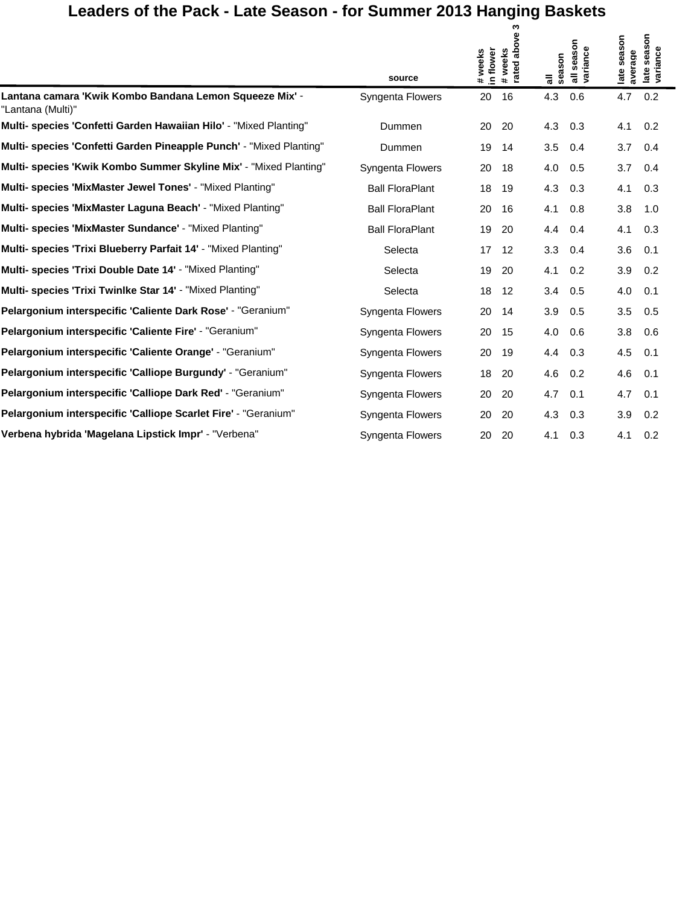# Leaders of the Pack - Late Season - for Summer 2013 Hanging Baskets

| | source | # weeks in flower | # weeks rated above 3 | all season | all season variance | late season average | late season variance |
|---|---|---|---|---|---|---|---|
| **Lantana camara 'Kwik Kombo Bandana Lemon Squeeze Mix'** - "Lantana (Multi)" | Syngenta Flowers | 20 | 16 | 4.3 | 0.6 | 4.7 | 0.2 |
| **Multi- species 'Confetti Garden Hawaiian Hilo'** - "Mixed Planting" | Dummen | 20 | 20 | 4.3 | 0.3 | 4.1 | 0.2 |
| **Multi- species 'Confetti Garden Pineapple Punch'** - "Mixed Planting" | Dummen | 19 | 14 | 3.5 | 0.4 | 3.7 | 0.4 |
| **Multi- species 'Kwik Kombo Summer Skyline Mix'** - "Mixed Planting" | Syngenta Flowers | 20 | 18 | 4.0 | 0.5 | 3.7 | 0.4 |
| **Multi- species 'MixMaster Jewel Tones'** - "Mixed Planting" | Ball FloraPlant | 18 | 19 | 4.3 | 0.3 | 4.1 | 0.3 |
| **Multi- species 'MixMaster Laguna Beach'** - "Mixed Planting" | Ball FloraPlant | 20 | 16 | 4.1 | 0.8 | 3.8 | 1.0 |
| **Multi- species 'MixMaster Sundance'** - "Mixed Planting" | Ball FloraPlant | 19 | 20 | 4.4 | 0.4 | 4.1 | 0.3 |
| **Multi- species 'Trixi Blueberry Parfait 14'** - "Mixed Planting" | Selecta | 17 | 12 | 3.3 | 0.4 | 3.6 | 0.1 |
| **Multi- species 'Trixi Double Date 14'** - "Mixed Planting" | Selecta | 19 | 20 | 4.1 | 0.2 | 3.9 | 0.2 |
| **Multi- species 'Trixi Twinlke Star 14'** - "Mixed Planting" | Selecta | 18 | 12 | 3.4 | 0.5 | 4.0 | 0.1 |
| **Pelargonium interspecific 'Caliente Dark Rose'** - "Geranium" | Syngenta Flowers | 20 | 14 | 3.9 | 0.5 | 3.5 | 0.5 |
| **Pelargonium interspecific 'Caliente Fire'** - "Geranium" | Syngenta Flowers | 20 | 15 | 4.0 | 0.6 | 3.8 | 0.6 |
| **Pelargonium interspecific 'Caliente Orange'** - "Geranium" | Syngenta Flowers | 20 | 19 | 4.4 | 0.3 | 4.5 | 0.1 |
| **Pelargonium interspecific 'Calliope Burgundy'** - "Geranium" | Syngenta Flowers | 18 | 20 | 4.6 | 0.2 | 4.6 | 0.1 |
| **Pelargonium interspecific 'Calliope Dark Red'** - "Geranium" | Syngenta Flowers | 20 | 20 | 4.7 | 0.1 | 4.7 | 0.1 |
| **Pelargonium interspecific 'Calliope Scarlet Fire'** - "Geranium" | Syngenta Flowers | 20 | 20 | 4.3 | 0.3 | 3.9 | 0.2 |
| **Verbena hybrida 'Magelana Lipstick Impr'** - "Verbena" | Syngenta Flowers | 20 | 20 | 4.1 | 0.3 | 4.1 | 0.2 |